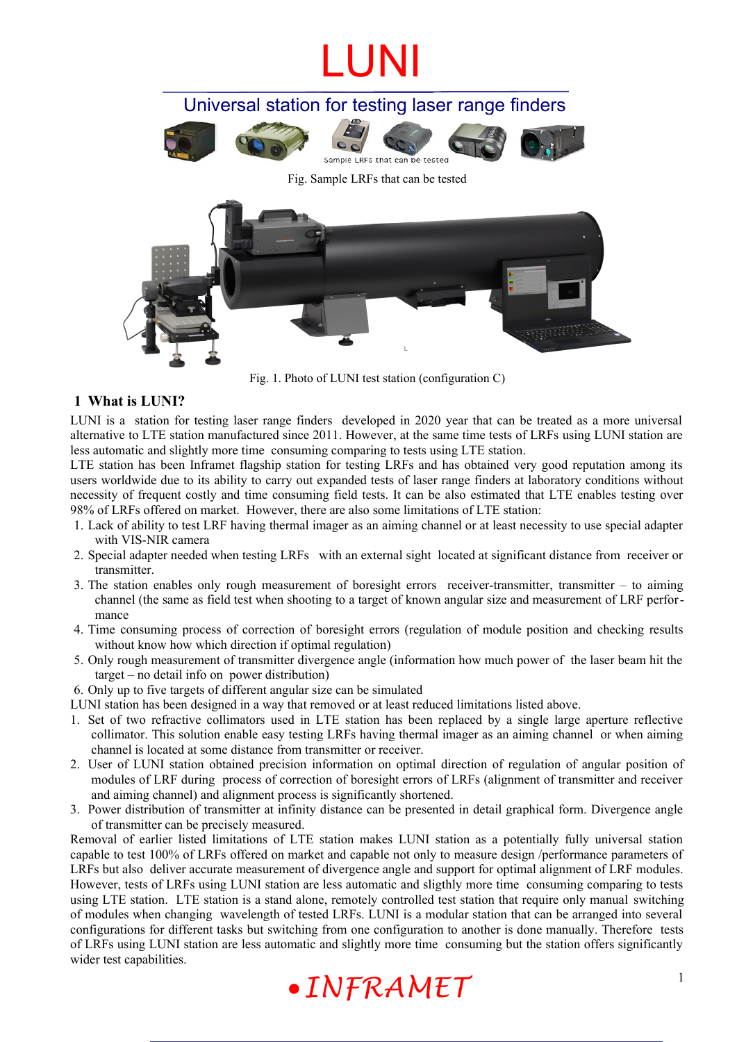# LUNI

## Universal station for testing laser range finders

Fig. Sample LRFs that can be tested

Fig. 1. Photo of LUNI test station (configuration C)

## 1 What is LUNI?

LUNI is a station for testing laser range finders developed in 2020 year that can be treated as a more universal alternative to LTE station manufactured since 2011. However, at the same time tests of LRFs using LUNI station are less automatic and slightly more time consuming comparing on tests using LTE station.

LTE station has been Inframet flagship station for testing LRFs and has obtained very good reputation among its users worldwide due to its ability to carry out expanded tests of laser range finders at laboratory conditions without necessity of frequent costly and time consuming field tests. It can be also estimated that LTE enables testing over 98% of LRFs offered on market. However, there are also some limitations of LTE station:

1. Lack of ability to test LRF having thermal imager as an aiming channel or at least necessity to use special adapter with VIS-NIR camera
2. Special adapter needed when testing LRFs with an external sight located at significant distance from receiver or transmitter.
3. The station enables only rough measurement of boresight errors receiver-transmitter, transmitter – to aiming channel (the same as field test when shooting to a target of known angular size and measurement of LRF performance
4. Time consuming process of correction of boresight errors (regulation of module position and checking results without know how which direction if optimal regulation)
5. Only rough measurement of transmitter divergence angle (information how much power of the laser beam hit the target – no detail info on power distribution)
6. Only up to five targets of different angular size can be simulated

LUNI station has been designed in a way that removed or at least reduced limitations listed above.

1. Set of two refractive collimators used in LTE station has been replaced by a single large aperture reflective collimator. This solution enable easy testing LRFs having thermal imager as an aiming channel or when aiming channel is located at some distance from transmitter or receiver.
2. User of LUNI station obtained precision information on optimal direction of regulation of angular position of modules of LRF during process of correction of boresight errors of LRFs (alignment of transmitter and receiver and aiming channel) and alignment process is significantly shortened.
3. Power distribution of transmitter at infinity distance can be presented in detail graphical form. Divergence angle of transmitter can be precisely measured.

Removal of earlier listed limitations of LTE station makes LUNI station as a potentially fully universal station capable to test 100% of LRFs offered on market and capable not only to measure design /performance parameters of LRFs but also deliver accurate measurement of divergence angle and support for optimal alignment of LRF modules. However, tests of LRFs using LUNI station are less automatic and sligthly more time consuming comparing to tests using LTE station. LTE station is a stand alone, remotely controlled test station that require only manual switching of modules when changing wavelength of tested LRFs. LUNI is a modular station that can be arranged into several configurations for different tasks but switching from one configuration to another is done manually. Therefore tests of LRFs using LUNI station are less automatic and slightly more time consuming but the station offers significantly wider test capabilities.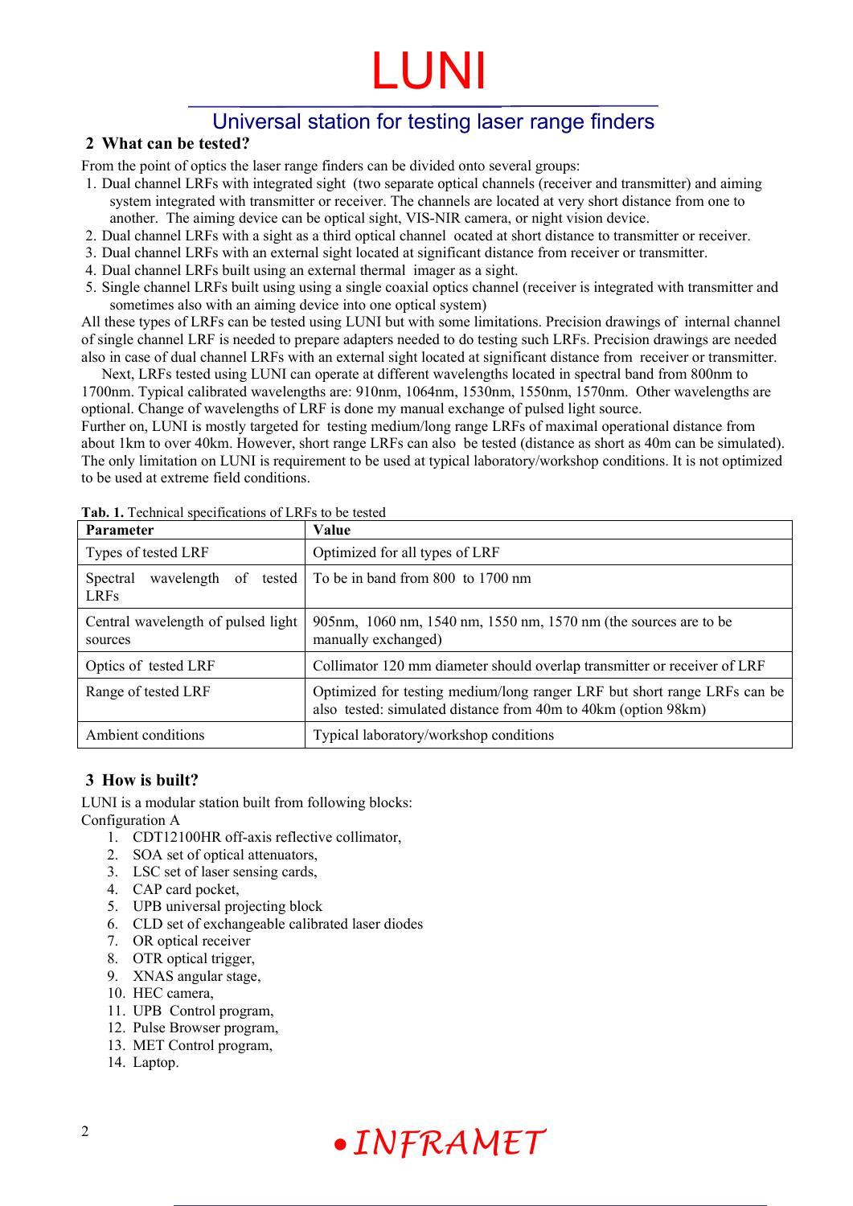## 2 What can be tested?

From the point of optics the laser range finders can be divided onto several groups:

1. Dual channel LRFs with integrated sight (two separate optical channels (receiver and transmitter) and aiming system integrated with transmitter or receiver. The channels are located at very short distance from one to another. The aiming device can be optical sight, VIS-NIR camera, or night vision device.
2. Dual channel LRFs with a sight as a third optical channel ocated at short distance to transmitter or receiver.
3. Dual channel LRFs with an external sight located at significant distance from receiver or transmitter.
4. Dual channel LRFs built using an external thermal imager as a sight.
5. Single channel LRFs built using using a single coaxial optics channel (receiver is integrated with transmitter and sometimes also with an aiming device into one optical system)

All these types of LRFs can be tested using LUNI but with some limitations. Precision drawings of internal channel of single channel LRF is needed to prepare adapters needed to do testing such LRFs. Precision drawings are needed also in case of dual channel LRFs with an external sight located at significant distance from receiver or transmitter.

Next, LRFs tested using LUNI can operate at different wavelengths located in spectral band from 800nm to 1700nm. Typical calibrated wavelengths are: 910nm, 1064nm, 1530nm, 1550nm, 1570nm. Other wavelengths are optional. Change of wavelengths of LRF is done my manual exchange of pulsed light source.

Further on, LUNI is mostly targeted for testing medium/long range LRFs of maximal operational distance from about 1km to over 40km. However, short range LRFs can also be tested (distance as short as 40m can be simulated). The only limitation on LUNI is requirement to be used at typical laboratory/workshop conditions. It is not optimized to be used at extreme field conditions.

**Tab. 1.** Technical specifications of LRFs to be tested

| Parameter | Value |
|---|---|
| Types of tested LRF | Optimized for all types of LRF |
| Spectral wavelength of tested LRFs | To be in band from 800 to 1700 nm |
| Central wavelength of pulsed light sources | 905nm, 1060 nm, 1540 nm, 1550 nm, 1570 nm (the sources are to be manually exchanged) |
| Optics of tested LRF | Collimator 120 mm diameter should overlap transmitter or receiver of LRF |
| Range of tested LRF | Optimized for testing medium/long ranger LRF but short range LRFs can be also tested: simulated distance from 40m to 40km (option 98km) |
| Ambient conditions | Typical laboratory/workshop conditions |

## 3 How is built?

LUNI is a modular station built from following blocks:

Configuration A

1. CDT12100HR off-axis reflective collimator,
2. SOA set of optical attenuators,
3. LSC set of laser sensing cards,
4. CAP card pocket,
5. UPB universal projecting block
6. CLD set of exchangeable calibrated laser diodes
7. OR optical receiver
8. OTR optical trigger,
9. XNAS angular stage,
10. HEC camera,
11. UPB Control program,
12. Pulse Browser program,
13. MET Control program,
14. Laptop.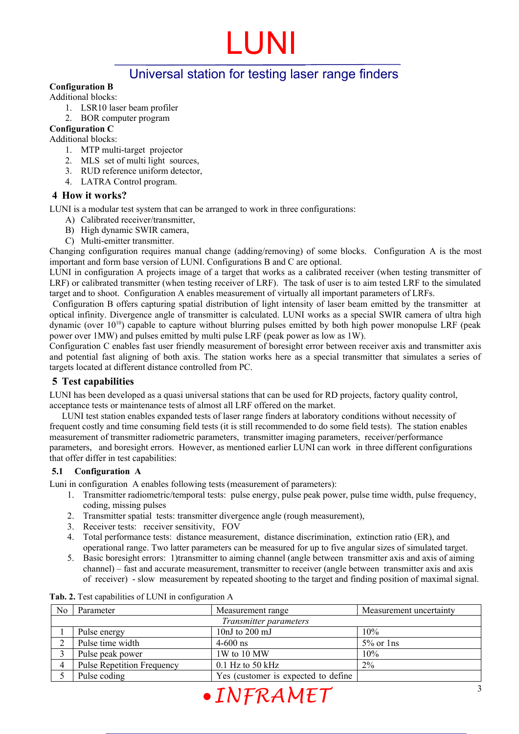**Configuration B**

Additional blocks:

1. LSR10 laser beam profiler
2. BOR computer program

**Configuration C**

Additional blocks:

1. MTP multi-target projector
2. MLS set of multi light sources,
3. RUD reference uniform detector,
4. LATRA Control program.

## 4 How it works?

LUNI is a modular test system that can be arranged to work in three configurations:

A) Calibrated receiver/transmitter,
B) High dynamic SWIR camera,
C) Multi-emitter transmitter.

Changing configuration requires manual change (adding/removing) of some blocks. Configuration A is the most important and form base version of LUNI. Configurations B and C are optional.

LUNI in configuration A projects image of a target that works as a calibrated receiver (when testing transmitter of LRF) or calibrated transmitter (when testing receiver of LRF). The task of user is to aim tested LRF to the simulated target and to shoot. Configuration A enables measurement of virtually all important parameters of LRFs.

Configuration B offers capturing spatial distribution of light intensity of laser beam emitted by the transmitter at optical infinity. Divergence angle of transmitter is calculated. LUNI works as a special SWIR camera of ultra high dynamic (over $10^{10}$) capable to capture without blurring pulses emitted by both high power monopulse LRF (peak power over 1MW) and pulses emitted by multi pulse LRF (peak power as low as 1W).

Configuration C enables fast user friendly measurement of boresight error between receiver axis and transmitter axis and potential fast aligning of both axis. The station works here as a special transmitter that simulates a series of targets located at different distance controlled from PC.

## 5 Test capabilities

LUNI has been developed as a quasi universal stations that can be used for RD projects, factory quality control, acceptance tests or maintenance tests of almost all LRF offered on the market.

LUNI test station enables expanded tests of laser range finders at laboratory conditions without necessity of frequent costly and time consuming field tests (it is still recommended to do some field tests). The station enables measurement of transmitter radiometric parameters, transmitter imaging parameters, receiver/performance parameters, and boresight errors. However, as mentioned earlier LUNI can work in three different configurations that offer differ in test capabilities:

### 5.1 Configuration A

Luni in configuration A enables following tests (measurement of parameters):

1. Transmitter radiometric/temporal tests: pulse energy, pulse peak power, pulse time width, pulse frequency, coding, missing pulses
2. Transmitter spatial tests: transmitter divergence angle (rough measurement),
3. Receiver tests: receiver sensitivity, FOV
4. Total performance tests: distance measurement, distance discrimination, extinction ratio (ER), and operational range. Two latter parameters can be measured for up to five angular sizes of simulated target.
5. Basic boresight errors: 1)transmitter to aiming channel (angle between transmitter axis and axis of aiming channel) – fast and accurate measurement, transmitter to receiver (angle between transmitter axis and axis of receiver) - slow measurement by repeated shooting to the target and finding position of maximal signal.

**Tab. 2.** Test capabilities of LUNI in configuration A

| No | Parameter | Measurement range | Measurement uncertainty |
|---|---|---|---|
| | | *Transmitter parameters* | |
| 1 | Pulse energy | 10nJ to 200 mJ | 10% |
| 2 | Pulse time width | 4-600 ns | 5% or 1ns |
| 3 | Pulse peak power | 1W to 10 MW | 10% |
| 4 | Pulse Repetition Frequency | 0.1 Hz to 50 kHz | 2% |
| 5 | Pulse coding | Yes (customer is expected to define | |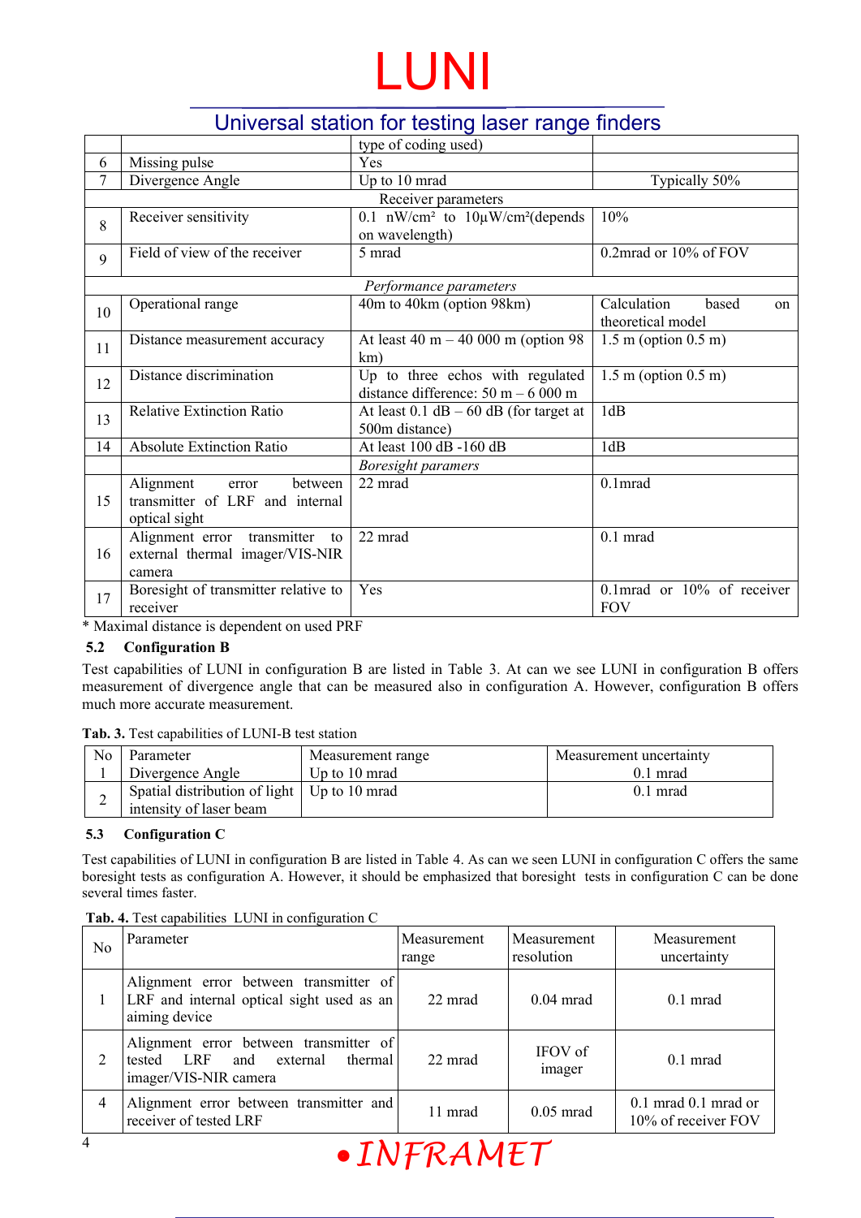|  |  | type of coding used) |  |
|---|---|---|---|
| 6 | Missing pulse | Yes |  |
| 7 | Divergence Angle | Up to 10 mrad | Typically 50% |
|  |  | Receiver parameters |  |
| 8 | Receiver sensitivity | 0.1 nW/cm² to 10µW/cm²(depends on wavelength) | 10% |
| 9 | Field of view of the receiver | 5 mrad | 0.2mrad or 10% of FOV |
|  |  | *Performance parameters* |  |
| 10 | Operational range | 40m to 40km (option 98km) | Calculation based on theoretical model |
| 11 | Distance measurement accuracy | At least 40 m – 40 000 m (option 98 km) | 1.5 m (option 0.5 m) |
| 12 | Distance discrimination | Up to three echos with regulated distance difference: 50 m – 6 000 m | 1.5 m (option 0.5 m) |
| 13 | Relative Extinction Ratio | At least 0.1 dB – 60 dB (for target at 500m distance) | 1dB |
| 14 | Absolute Extinction Ratio | At least 100 dB -160 dB | 1dB |
|  |  | *Boresight paramers* |  |
| 15 | Alignment error between transmitter of LRF and internal optical sight | 22 mrad | 0.1mrad |
| 16 | Alignment error transmitter to external thermal imager/VIS-NIR camera | 22 mrad | 0.1 mrad |
| 17 | Boresight of transmitter relative to receiver | Yes | 0.1mrad or 10% of receiver FOV |

\* Maximal distance is dependent on used PRF

### 5.2 Configuration B

Test capabilities of LUNI in configuration B are listed in Table 3. At can we see LUNI in configuration B offers measurement of divergence angle that can be measured also in configuration A. However, configuration B offers much more accurate measurement.

**Tab. 3.** Test capabilities of LUNI-B test station

| No | Parameter | Measurement range | Measurement uncertainty |
|---|---|---|---|
| 1 | Divergence Angle | Up to 10 mrad | 0.1 mrad |
| 2 | Spatial distribution of light intensity of laser beam | Up to 10 mrad | 0.1 mrad |

### 5.3 Configuration C

Test capabilities of LUNI in configuration B are listed in Table 4. As can we seen LUNI in configuration C offers the same boresight tests as configuration A. However, it should be emphasized that boresight tests in configuration C can be done several times faster.

**Tab. 4.** Test capabilities LUNI in configuration C

| No | Parameter | Measurement range | Measurement resolution | Measurement uncertainty |
|---|---|---|---|---|
| 1 | Alignment error between transmitter of LRF and internal optical sight used as an aiming device | 22 mrad | 0.04 mrad | 0.1 mrad |
| 2 | Alignment error between transmitter of tested LRF and external thermal imager/VIS-NIR camera | 22 mrad | IFOV of imager | 0.1 mrad |
| 4 | Alignment error between transmitter and receiver of tested LRF | 11 mrad | 0.05 mrad | 0.1 mrad 0.1 mrad or 10% of receiver FOV |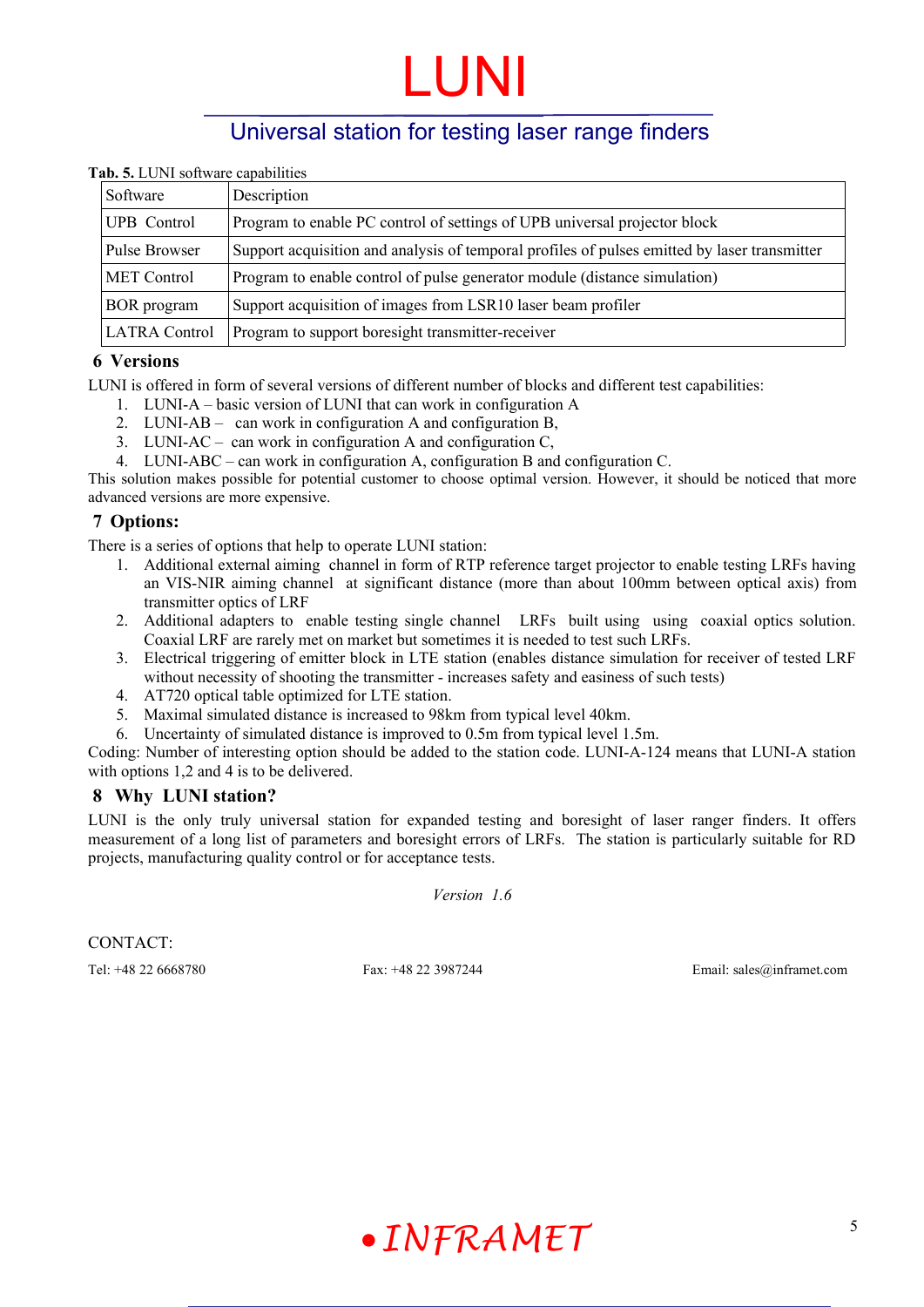**Tab. 5.** LUNI software capabilities

| Software | Description |
|---|---|
| UPB Control | Program to enable PC control of settings of UPB universal projector block |
| Pulse Browser | Support acquisition and analysis of temporal profiles of pulses emitted by laser transmitter |
| MET Control | Program to enable control of pulse generator module (distance simulation) |
| BOR program | Support acquisition of images from LSR10 laser beam profiler |
| LATRA Control | Program to support boresight transmitter-receiver |

## 6 Versions

LUNI is offered in form of several versions of different number of blocks and different test capabilities:

1. LUNI-A – basic version of LUNI that can work in configuration A
2. LUNI-AB – can work in configuration A and configuration B,
3. LUNI-AC – can work in configuration A and configuration C,
4. LUNI-ABC – can work in configuration A, configuration B and configuration C.

This solution makes possible for potential customer to choose optimal version. However, it should be noticed that more advanced versions are more expensive.

## 7 Options:

There is a series of options that help to operate LUNI station:

1. Additional external aiming channel in form of RTP reference target projector to enable testing LRFs having an VIS-NIR aiming channel at significant distance (more than about 100mm between optical axis) from transmitter optics of LRF
2. Additional adapters to enable testing single channel LRFs built using using coaxial optics solution. Coaxial LRF are rarely met on market but sometimes it is needed to test such LRFs.
3. Electrical triggering of emitter block in LTE station (enables distance simulation for receiver of tested LRF without necessity of shooting the transmitter - increases safety and easiness of such tests)
4. AT720 optical table optimized for LTE station.
5. Maximal simulated distance is increased to 98km from typical level 40km.
6. Uncertainty of simulated distance is improved to 0.5m from typical level 1.5m.

Coding: Number of interesting option should be added to the station code. LUNI-A-124 means that LUNI-A station with options 1,2 and 4 is to be delivered.

## 8 Why LUNI station?

LUNI is the only truly universal station for expanded testing and boresight of laser ranger finders. It offers measurement of a long list of parameters and boresight errors of LRFs. The station is particularly suitable for RD projects, manufacturing quality control or for acceptance tests.

*Version 1.6*

CONTACT:

Tel: +48 22 6668780 Fax: +48 22 3987244 Email: sales@inframet.com